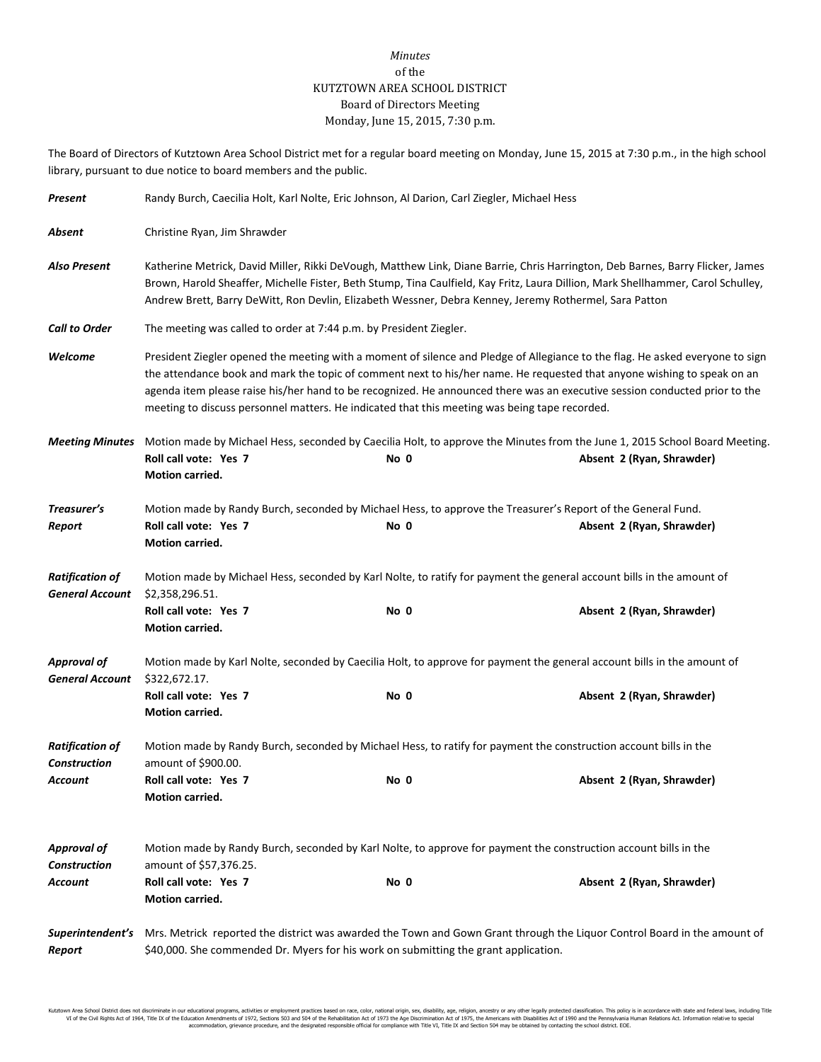*Minutes*
of the
KUTZTOWN AREA SCHOOL DISTRICT
Board of Directors Meeting
Monday, June 15, 2015, 7:30 p.m.

The Board of Directors of Kutztown Area School District met for a regular board meeting on Monday, June 15, 2015 at 7:30 p.m., in the high school library, pursuant to due notice to board members and the public.

***Present*** Randy Burch, Caecilia Holt, Karl Nolte, Eric Johnson, Al Darion, Carl Ziegler, Michael Hess

***Absent*** Christine Ryan, Jim Shrawder

***Also Present*** Katherine Metrick, David Miller, Rikki DeVough, Matthew Link, Diane Barrie, Chris Harrington, Deb Barnes, Barry Flicker, James Brown, Harold Sheaffer, Michelle Fister, Beth Stump, Tina Caulfield, Kay Fritz, Laura Dillion, Mark Shellhammer, Carol Schulley, Andrew Brett, Barry DeWitt, Ron Devlin, Elizabeth Wessner, Debra Kenney, Jeremy Rothermel, Sara Patton

***Call to Order*** The meeting was called to order at 7:44 p.m. by President Ziegler.

***Welcome*** President Ziegler opened the meeting with a moment of silence and Pledge of Allegiance to the flag. He asked everyone to sign the attendance book and mark the topic of comment next to his/her name. He requested that anyone wishing to speak on an agenda item please raise his/her hand to be recognized. He announced there was an executive session conducted prior to the meeting to discuss personnel matters. He indicated that this meeting was being tape recorded.

***Meeting Minutes*** Motion made by Michael Hess, seconded by Caecilia Holt, to approve the Minutes from the June 1, 2015 School Board Meeting.
**Roll call vote: Yes 7** **No 0** **Absent 2 (Ryan, Shrawder)**
**Motion carried.**

***Treasurer's Report*** Motion made by Randy Burch, seconded by Michael Hess, to approve the Treasurer's Report of the General Fund.
**Roll call vote: Yes 7** **No 0** **Absent 2 (Ryan, Shrawder)**
**Motion carried.**

***Ratification of General Account*** Motion made by Michael Hess, seconded by Karl Nolte, to ratify for payment the general account bills in the amount of $2,358,296.51.
**Roll call vote: Yes 7** **No 0** **Absent 2 (Ryan, Shrawder)**
**Motion carried.**

***Approval of General Account*** Motion made by Karl Nolte, seconded by Caecilia Holt, to approve for payment the general account bills in the amount of $322,672.17.
**Roll call vote: Yes 7** **No 0** **Absent 2 (Ryan, Shrawder)**
**Motion carried.**

***Ratification of Construction Account*** Motion made by Randy Burch, seconded by Michael Hess, to ratify for payment the construction account bills in the amount of $900.00.
**Roll call vote: Yes 7** **No 0** **Absent 2 (Ryan, Shrawder)**
**Motion carried.**

***Approval of Construction Account*** Motion made by Randy Burch, seconded by Karl Nolte, to approve for payment the construction account bills in the amount of $57,376.25.
**Roll call vote: Yes 7** **No 0** **Absent 2 (Ryan, Shrawder)**
**Motion carried.**

***Superintendent's Report*** Mrs. Metrick reported the district was awarded the Town and Gown Grant through the Liquor Control Board in the amount of $40,000. She commended Dr. Myers for his work on submitting the grant application.

Kutztown Area School District does not discriminate in our educational programs, activities or employment practices based on race, color, national origin, sex, disability, age, religion, ancestry or any other legally protected classification. This policy is in accordance with state and federal laws, including Title VI of the Civil Rights Act of 1964, Title IX of the Education Amendments of 1972, Sections 503 and 504 of the Rehabilitation Act of 1973 the Age Discrimination Act of 1975, the Americans with Disabilities Act of 1990 and the Pennsylvania Human Relations Act. Information relative to special accommodation, grievance procedure, and the designated responsible official for compliance with Title VI, Title IX and Section 504 may be obtained by contacting the school district. EOE.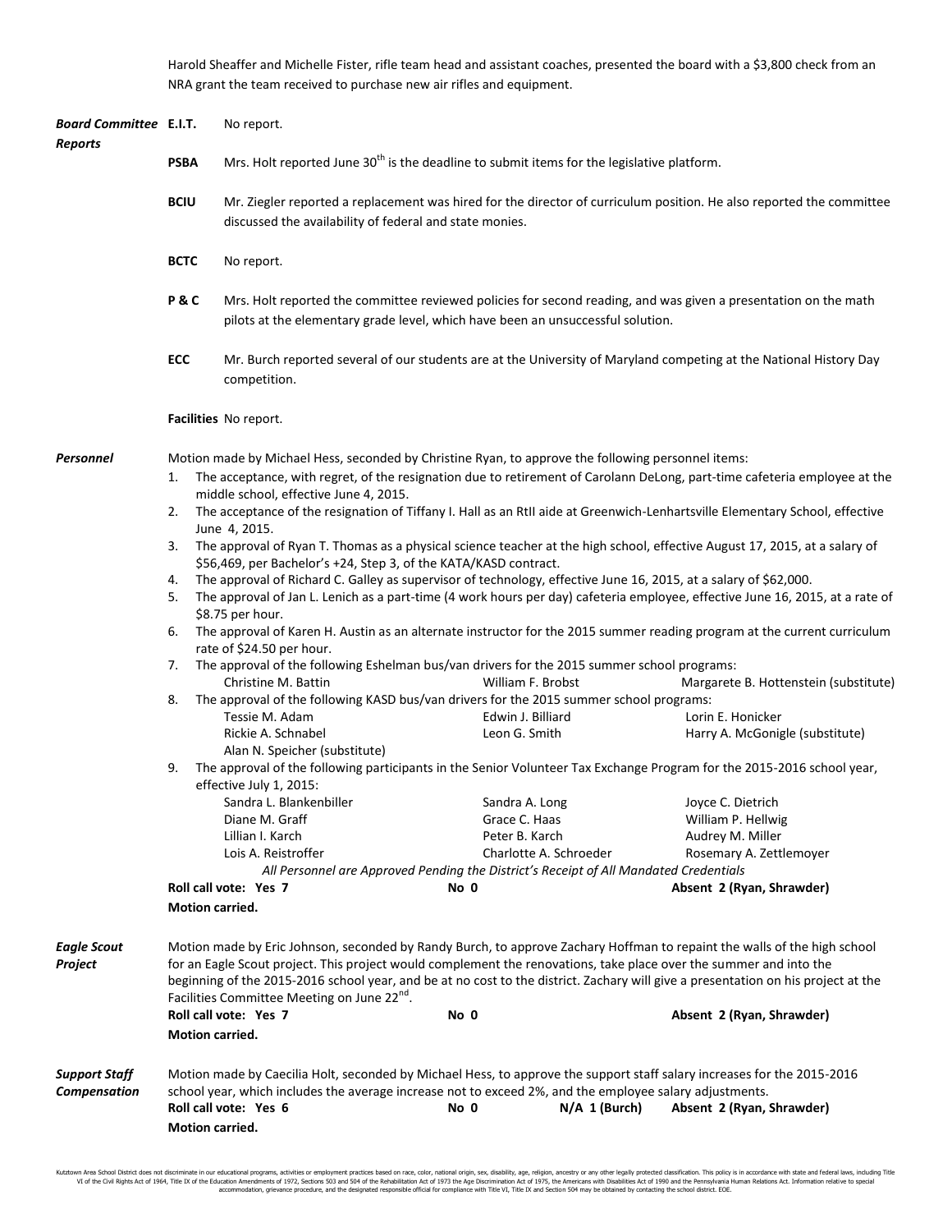Harold Sheaffer and Michelle Fister, rifle team head and assistant coaches, presented the board with a $3,800 check from an NRA grant the team received to purchase new air rifles and equipment.

***Board Committee Reports***

**E.I.T.** No report.

**PSBA** Mrs. Holt reported June 30th is the deadline to submit items for the legislative platform.

**BCIU** Mr. Ziegler reported a replacement was hired for the director of curriculum position. He also reported the committee discussed the availability of federal and state monies.

**BCTC** No report.

**P & C** Mrs. Holt reported the committee reviewed policies for second reading, and was given a presentation on the math pilots at the elementary grade level, which have been an unsuccessful solution.

**ECC** Mr. Burch reported several of our students are at the University of Maryland competing at the National History Day competition.

**Facilities** No report.

***Personnel***

Motion made by Michael Hess, seconded by Christine Ryan, to approve the following personnel items:

1. The acceptance, with regret, of the resignation due to retirement of Carolann DeLong, part-time cafeteria employee at the middle school, effective June 4, 2015.
2. The acceptance of the resignation of Tiffany I. Hall as an RtII aide at Greenwich-Lenhartsville Elementary School, effective June 4, 2015.
3. The approval of Ryan T. Thomas as a physical science teacher at the high school, effective August 17, 2015, at a salary of $56,469, per Bachelor's +24, Step 3, of the KATA/KASD contract.
4. The approval of Richard C. Galley as supervisor of technology, effective June 16, 2015, at a salary of $62,000.
5. The approval of Jan L. Lenich as a part-time (4 work hours per day) cafeteria employee, effective June 16, 2015, at a rate of $8.75 per hour.
6. The approval of Karen H. Austin as an alternate instructor for the 2015 summer reading program at the current curriculum rate of $24.50 per hour.
7. The approval of the following Eshelman bus/van drivers for the 2015 summer school programs:

   | | | |
   |---|---|---|
   | Christine M. Battin | William F. Brobst | Margarete B. Hottenstein (substitute) |

8. The approval of the following KASD bus/van drivers for the 2015 summer school programs:

   | | | |
   |---|---|---|
   | Tessie M. Adam | Edwin J. Billiard | Lorin E. Honicker |
   | Rickie A. Schnabel | Leon G. Smith | Harry A. McGonigle (substitute) |
   | Alan N. Speicher (substitute) | | |

9. The approval of the following participants in the Senior Volunteer Tax Exchange Program for the 2015-2016 school year, effective July 1, 2015:

   | | | |
   |---|---|---|
   | Sandra L. Blankenbiller | Sandra A. Long | Joyce C. Dietrich |
   | Diane M. Graff | Grace C. Haas | William P. Hellwig |
   | Lillian I. Karch | Peter B. Karch | Audrey M. Miller |
   | Lois A. Reistroffer | Charlotte A. Schroeder | Rosemary A. Zettlemoyer |

*All Personnel are Approved Pending the District's Receipt of All Mandated Credentials*

**Roll call vote: Yes 7** **No 0** **Absent 2 (Ryan, Shrawder)**

**Motion carried.**

***Eagle Scout Project***

Motion made by Eric Johnson, seconded by Randy Burch, to approve Zachary Hoffman to repaint the walls of the high school for an Eagle Scout project. This project would complement the renovations, take place over the summer and into the beginning of the 2015-2016 school year, and be at no cost to the district. Zachary will give a presentation on his project at the Facilities Committee Meeting on June 22nd.

**Roll call vote: Yes 7** **No 0** **Absent 2 (Ryan, Shrawder)**

**Motion carried.**

***Support Staff Compensation***

Motion made by Caecilia Holt, seconded by Michael Hess, to approve the support staff salary increases for the 2015-2016 school year, which includes the average increase not to exceed 2%, and the employee salary adjustments.

**Roll call vote: Yes 6** **No 0** **N/A 1 (Burch)** **Absent 2 (Ryan, Shrawder)**

**Motion carried.**

Kutztown Area School District does not discriminate in our educational programs, activities or employment practices based on race, color, national origin, sex, disability, age, religion, ancestry or any other legally protected classification. This policy is in accordance with state and federal laws, including Title VI of the Civil Rights Act of 1964, Title IX of the Education Amendments of 1972, Sections 503 and 504 of the Rehabilitation Act of 1973 the Age Discrimination Act of 1975, the Americans with Disabilities Act of 1990 and the Pennsylvania Human Relations Act. Information relative to special accommodation, grievance procedure, and the designated responsible official for compliance with Title VI, Title IX and Section 504 may be obtained by contacting the school district. EOE.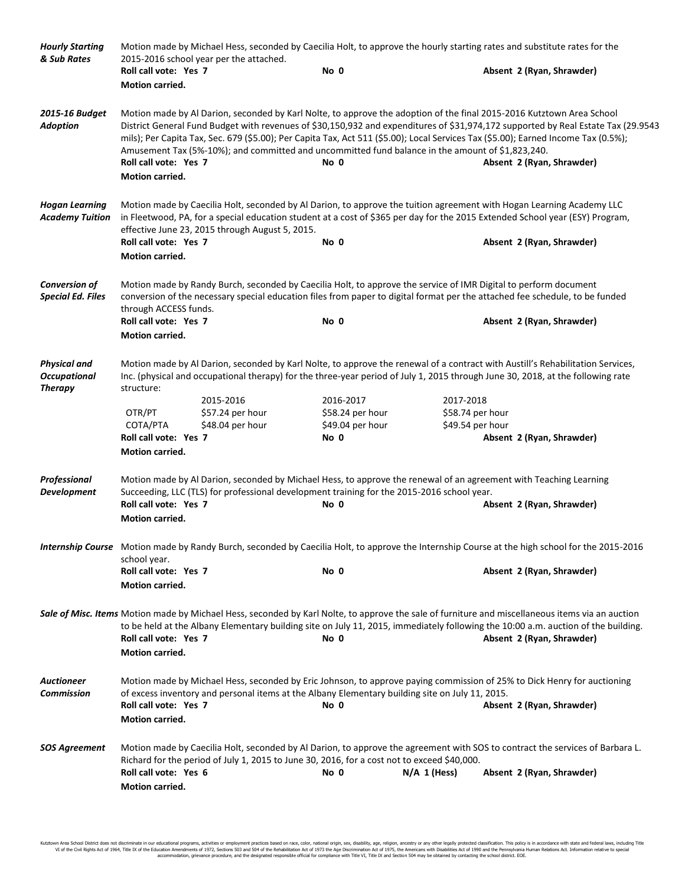***Hourly Starting & Sub Rates***

Motion made by Michael Hess, seconded by Caecilia Holt, to approve the hourly starting rates and substitute rates for the 2015-2016 school year per the attached.

**Roll call vote: Yes 7** **No 0** **Absent 2 (Ryan, Shrawder)**

**Motion carried.**

***2015-16 Budget Adoption***

Motion made by Al Darion, seconded by Karl Nolte, to approve the adoption of the final 2015-2016 Kutztown Area School District General Fund Budget with revenues of $30,150,932 and expenditures of $31,974,172 supported by Real Estate Tax (29.9543 mils); Per Capita Tax, Sec. 679 ($5.00); Per Capita Tax, Act 511 ($5.00); Local Services Tax ($5.00); Earned Income Tax (0.5%); Amusement Tax (5%-10%); and committed and uncommitted fund balance in the amount of $1,823,240.

**Roll call vote: Yes 7** **No 0** **Absent 2 (Ryan, Shrawder)**

**Motion carried.**

***Hogan Learning Academy Tuition***

Motion made by Caecilia Holt, seconded by Al Darion, to approve the tuition agreement with Hogan Learning Academy LLC in Fleetwood, PA, for a special education student at a cost of $365 per day for the 2015 Extended School year (ESY) Program, effective June 23, 2015 through August 5, 2015.

**Roll call vote: Yes 7** **No 0** **Absent 2 (Ryan, Shrawder)**

**Motion carried.**

***Conversion of Special Ed. Files***

Motion made by Randy Burch, seconded by Caecilia Holt, to approve the service of IMR Digital to perform document conversion of the necessary special education files from paper to digital format per the attached fee schedule, to be funded through ACCESS funds.

**Roll call vote: Yes 7** **No 0** **Absent 2 (Ryan, Shrawder)**

**Motion carried.**

***Physical and Occupational Therapy***

Motion made by Al Darion, seconded by Karl Nolte, to approve the renewal of a contract with Austill's Rehabilitation Services, Inc. (physical and occupational therapy) for the three-year period of July 1, 2015 through June 30, 2018, at the following rate structure:

| | 2015-2016 | 2016-2017 | 2017-2018 |
|---|---|---|---|
| OTR/PT | $57.24 per hour | $58.24 per hour | $58.74 per hour |
| COTA/PTA | $48.04 per hour | $49.04 per hour | $49.54 per hour |

**Roll call vote: Yes 7** **No 0** **Absent 2 (Ryan, Shrawder)**

**Motion carried.**

***Professional Development***

Motion made by Al Darion, seconded by Michael Hess, to approve the renewal of an agreement with Teaching Learning Succeeding, LLC (TLS) for professional development training for the 2015-2016 school year.

**Roll call vote: Yes 7** **No 0** **Absent 2 (Ryan, Shrawder)**

**Motion carried.**

***Internship Course***

Motion made by Randy Burch, seconded by Caecilia Holt, to approve the Internship Course at the high school for the 2015-2016 school year.

**Roll call vote: Yes 7** **No 0** **Absent 2 (Ryan, Shrawder)**

**Motion carried.**

***Sale of Misc. Items***

Motion made by Michael Hess, seconded by Karl Nolte, to approve the sale of furniture and miscellaneous items via an auction to be held at the Albany Elementary building site on July 11, 2015, immediately following the 10:00 a.m. auction of the building.

**Roll call vote: Yes 7** **No 0** **Absent 2 (Ryan, Shrawder)**

**Motion carried.**

***Auctioneer Commission***

Motion made by Michael Hess, seconded by Eric Johnson, to approve paying commission of 25% to Dick Henry for auctioning of excess inventory and personal items at the Albany Elementary building site on July 11, 2015.

**Roll call vote: Yes 7** **No 0** **Absent 2 (Ryan, Shrawder)**

**Motion carried.**

***SOS Agreement***

Motion made by Caecilia Holt, seconded by Al Darion, to approve the agreement with SOS to contract the services of Barbara L. Richard for the period of July 1, 2015 to June 30, 2016, for a cost not to exceed $40,000.

**Roll call vote: Yes 6** **No 0** **N/A 1 (Hess)** **Absent 2 (Ryan, Shrawder)**

**Motion carried.**

Kutztown Area School District does not discriminate in our educational programs, activities or employment practices based on race, color, national origin, sex, disability, age, religion, ancestry or any other legally protected classification. This policy is in accordance with state and federal laws, including Title VI of the Civil Rights Act of 1964, Title IX of the Education Amendments of 1972, Sections 503 and 504 of the Rehabilitation Act of 1973 the Age Discrimination Act of 1975, the Americans with Disabilities Act of 1990 and the Pennsylvania Human Relations Act. Information relative to special accommodation, grievance procedure, and the designated responsible official for compliance with Title VI, Title IX and Section 504 may be obtained by contacting the school district. EOE.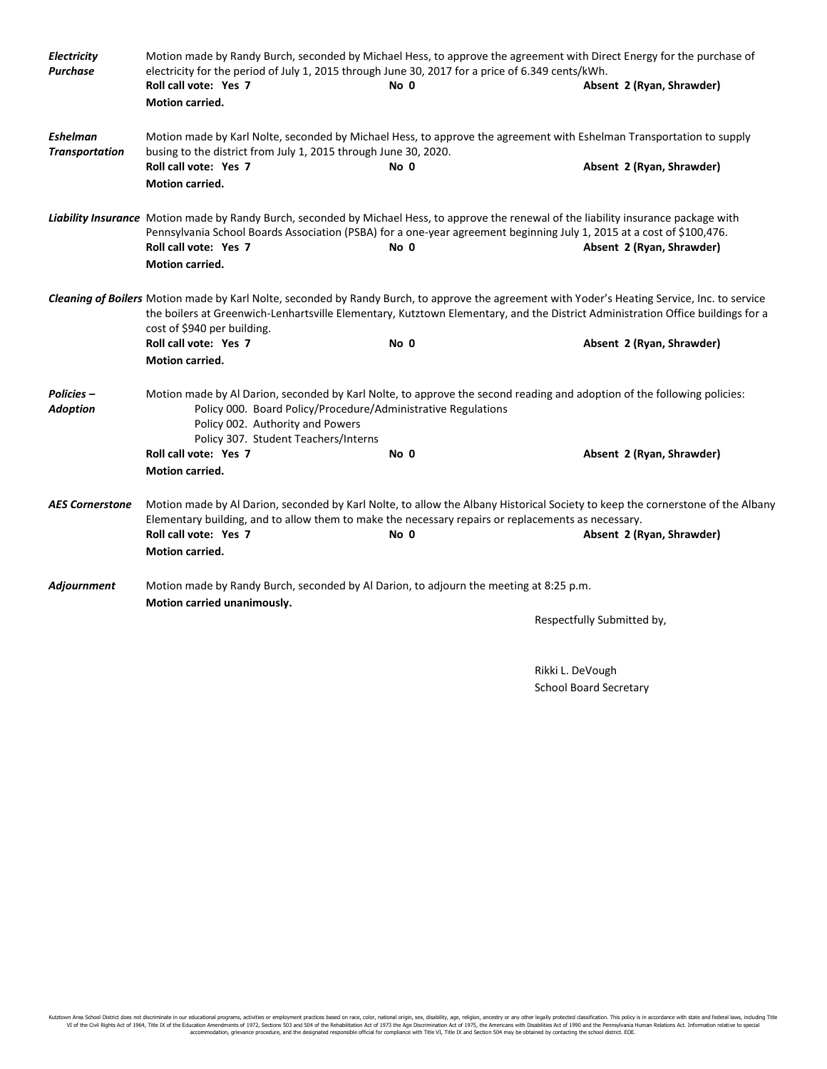***Electricity Purchase***

Motion made by Randy Burch, seconded by Michael Hess, to approve the agreement with Direct Energy for the purchase of electricity for the period of July 1, 2015 through June 30, 2017 for a price of 6.349 cents/kWh.

**Roll call vote: Yes 7** **No 0** **Absent 2 (Ryan, Shrawder)**

**Motion carried.**

***Eshelman Transportation***

Motion made by Karl Nolte, seconded by Michael Hess, to approve the agreement with Eshelman Transportation to supply busing to the district from July 1, 2015 through June 30, 2020.

**Roll call vote: Yes 7** **No 0** **Absent 2 (Ryan, Shrawder)**

**Motion carried.**

***Liability Insurance***

Motion made by Randy Burch, seconded by Michael Hess, to approve the renewal of the liability insurance package with Pennsylvania School Boards Association (PSBA) for a one-year agreement beginning July 1, 2015 at a cost of $100,476.

**Roll call vote: Yes 7** **No 0** **Absent 2 (Ryan, Shrawder)**

**Motion carried.**

***Cleaning of Boilers***

Motion made by Karl Nolte, seconded by Randy Burch, to approve the agreement with Yoder's Heating Service, Inc. to service the boilers at Greenwich-Lenhartsville Elementary, Kutztown Elementary, and the District Administration Office buildings for a cost of $940 per building.

**Roll call vote: Yes 7** **No 0** **Absent 2 (Ryan, Shrawder)**

**Motion carried.**

***Policies – Adoption***

Motion made by Al Darion, seconded by Karl Nolte, to approve the second reading and adoption of the following policies:

- Policy 000. Board Policy/Procedure/Administrative Regulations
- Policy 002. Authority and Powers
- Policy 307. Student Teachers/Interns

**Roll call vote: Yes 7** **No 0** **Absent 2 (Ryan, Shrawder)**

**Motion carried.**

***AES Cornerstone***

Motion made by Al Darion, seconded by Karl Nolte, to allow the Albany Historical Society to keep the cornerstone of the Albany Elementary building, and to allow them to make the necessary repairs or replacements as necessary.

**Roll call vote: Yes 7** **No 0** **Absent 2 (Ryan, Shrawder)**

**Motion carried.**

***Adjournment***

Motion made by Randy Burch, seconded by Al Darion, to adjourn the meeting at 8:25 p.m.

**Motion carried unanimously.**

Respectfully Submitted by,

Rikki L. DeVough
School Board Secretary

Kutztown Area School District does not discriminate in our educational programs, activities or employment practices based on race, color, national origin, sex, disability, age, religion, ancestry or any other legally protected classification. This policy is in accordance with state and federal laws, including Title VI of the Civil Rights Act of 1964, Title IX of the Education Amendments of 1972, Sections 503 and 504 of the Rehabilitation Act of 1973 the Age Discrimination Act of 1975, the Americans with Disabilities Act of 1990 and the Pennsylvania Human Relations Act. Information relative to special accommodation, grievance procedure, and the designated responsible official for compliance with Title VI, Title IX and Section 504 may be obtained by contacting the school district. EOE.